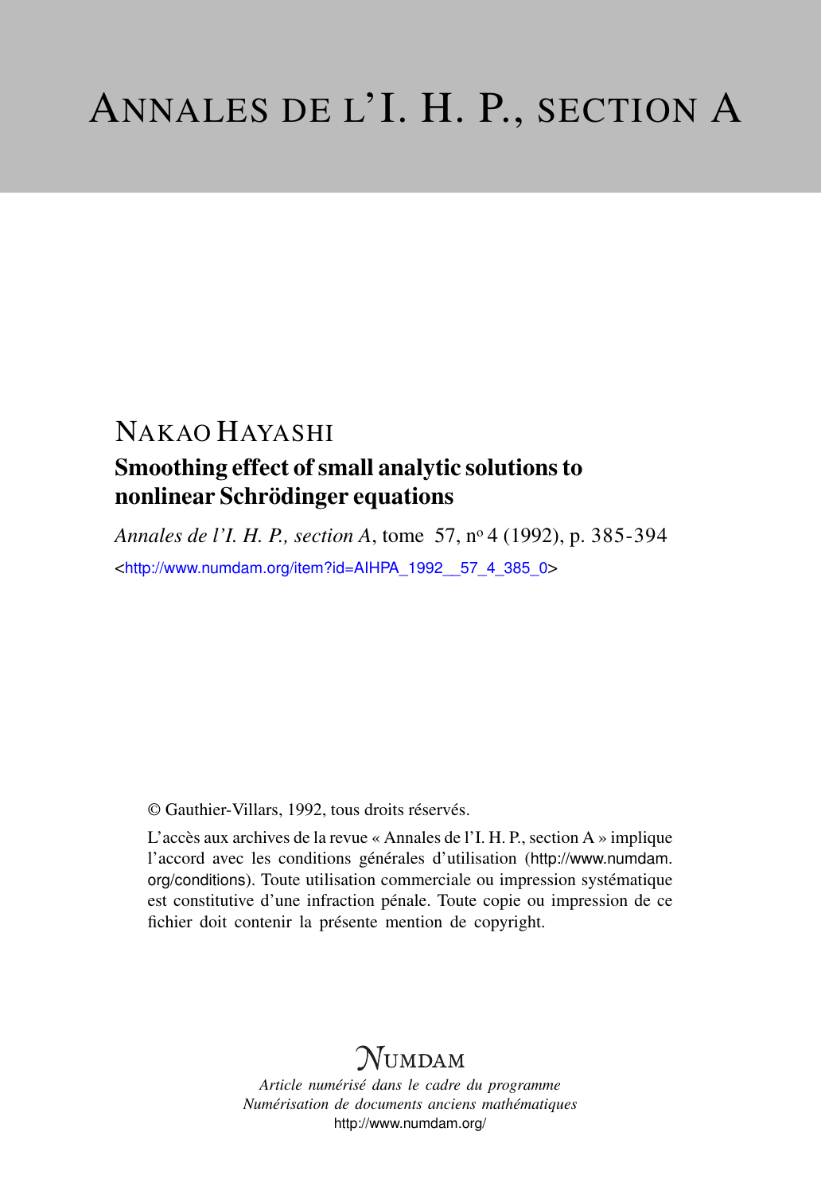# ANNALES DE L'I. H. P., SECTION A

## NAKAO HAYASHI

### Smoothing effect of small analytic solutions to nonlinear Schrödinger equations

*Annales de l'I. H. P., section A*, tome 57, n° 4 (1992), p. 385-394

<http://www.numdam.org/item?id=AIHPA_1992__57_4_385_0>

© Gauthier-Villars, 1992, tous droits réservés.

L'accès aux archives de la revue « Annales de l'I. H. P., section A » implique l'accord avec les conditions générales d'utilisation (http://www.numdam.org/conditions). Toute utilisation commerciale ou impression systématique est constitutive d'une infraction pénale. Toute copie ou impression de ce fichier doit contenir la présente mention de copyright.

NUMDAM

*Article numérisé dans le cadre du programme*
*Numérisation de documents anciens mathématiques*
http://www.numdam.org/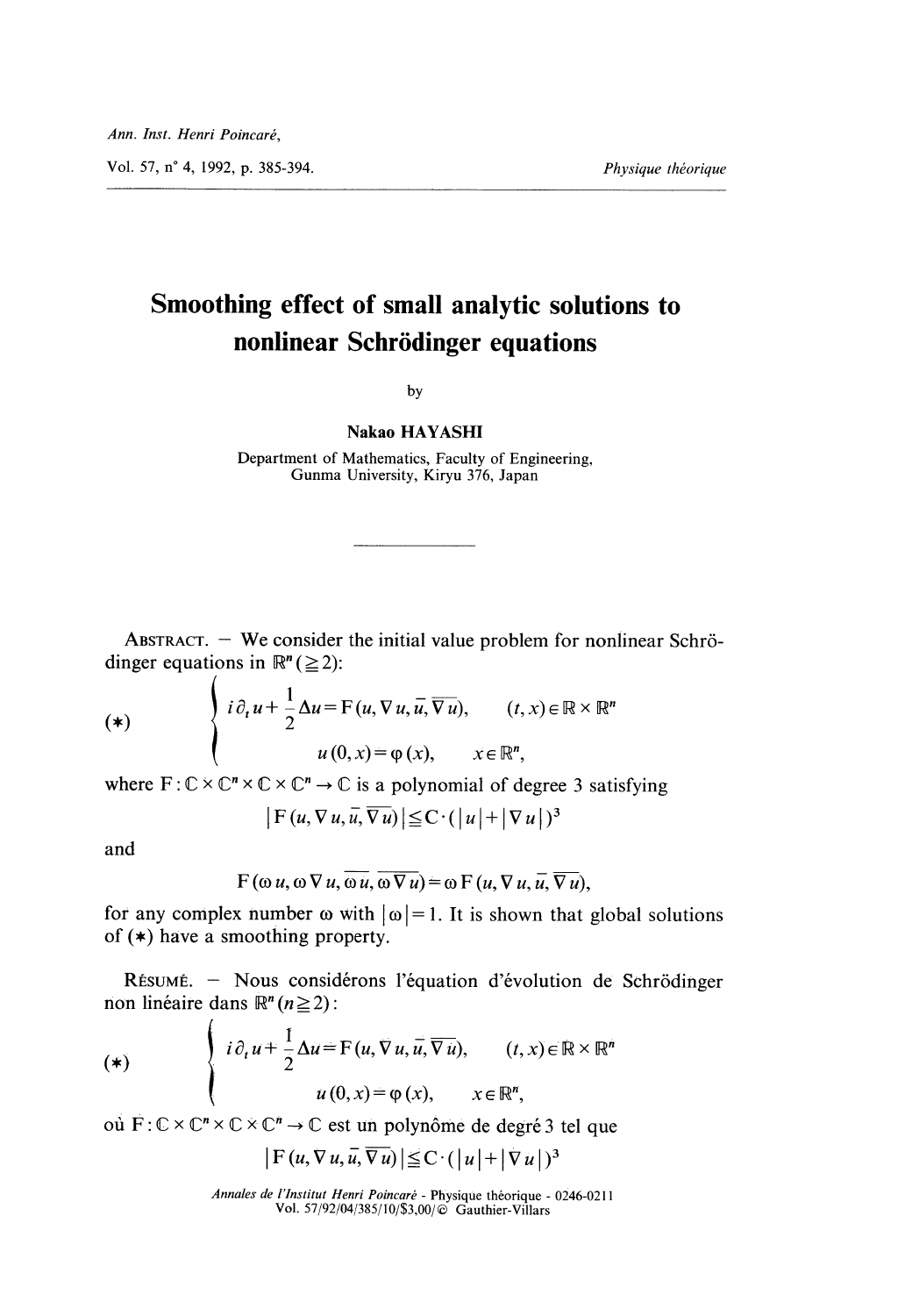# Smoothing effect of small analytic solutions to nonlinear Schrödinger equations

by

**Nakao HAYASHI**

Department of Mathematics, Faculty of Engineering,
Gunma University, Kiryu 376, Japan

---

ABSTRACT. — We consider the initial value problem for nonlinear Schrödinger equations in $\mathbb{R}^n (\geqq 2)$:

$$
(*) \qquad \left\{
\begin{array}{ll}
i\partial_t u + \dfrac{1}{2}\Delta u = F(u, \nabla u, \bar{u}, \overline{\nabla u}), & (t, x) \in \mathbb{R} \times \mathbb{R}^n \\
u(0, x) = \varphi(x), & x \in \mathbb{R}^n,
\end{array}
\right.
$$

where $F : \mathbb{C} \times \mathbb{C}^n \times \mathbb{C} \times \mathbb{C}^n \to \mathbb{C}$ is a polynomial of degree 3 satisfying

$$
| F(u, \nabla u, \bar{u}, \overline{\nabla u}) | \leqq C \cdot (|u| + |\nabla u|)^3
$$

and

$$
F(\omega u, \omega \nabla u, \overline{\omega u}, \overline{\omega \nabla u}) = \omega F(u, \nabla u, \bar{u}, \overline{\nabla u}),
$$

for any complex number $\omega$ with $|\omega| = 1$. It is shown that global solutions of $(*)$ have a smoothing property.

RÉSUMÉ. — Nous considérons l'équation d'évolution de Schrödinger non linéaire dans $\mathbb{R}^n (n \geqq 2)$:

$$
(*) \qquad \left\{
\begin{array}{ll}
i\partial_t u + \dfrac{1}{2}\Delta u = F(u, \nabla u, \bar{u}, \overline{\nabla u}), & (t, x) \in \mathbb{R} \times \mathbb{R}^n \\
u(0, x) = \varphi(x), & x \in \mathbb{R}^n,
\end{array}
\right.
$$

où $F : \mathbb{C} \times \mathbb{C}^n \times \mathbb{C} \times \mathbb{C}^n \to \mathbb{C}$ est un polynôme de degré 3 tel que

$$
| F(u, \nabla u, \bar{u}, \overline{\nabla u}) | \leqq C \cdot (|u| + |\nabla u|)^3
$$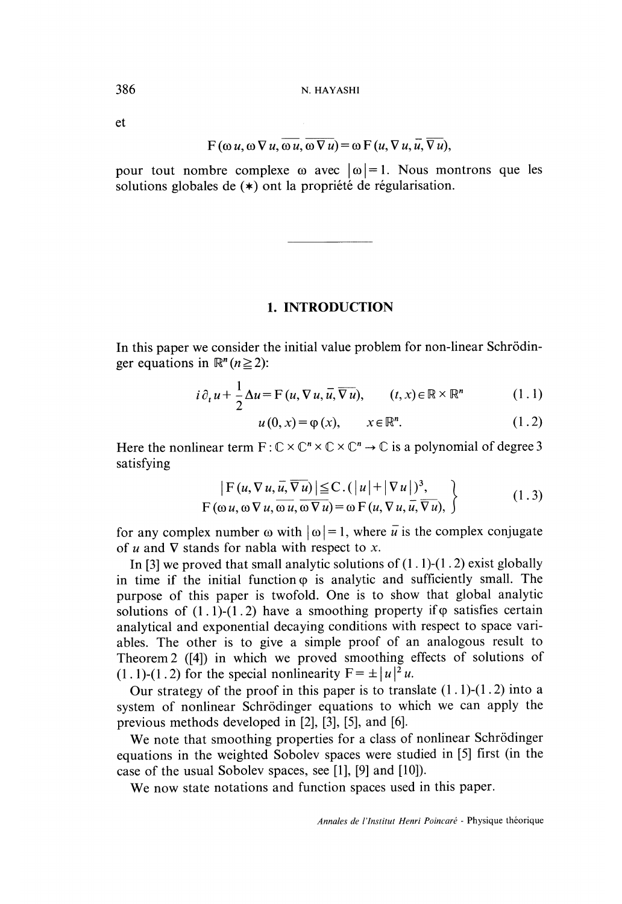et

$$F(\omega u, \omega \nabla u, \overline{\omega u}, \overline{\omega \nabla u}) = \omega F(u, \nabla u, \bar{u}, \overline{\nabla u}),$$

pour tout nombre complexe $\omega$ avec $|\omega| = 1$. Nous montrons que les solutions globales de (∗) ont la propriété de régularisation.

---

## 1. INTRODUCTION

In this paper we consider the initial value problem for non-linear Schrödinger equations in $\mathbb{R}^n$ $(n \geqq 2)$:

$$i\partial_t u + \frac{1}{2}\Delta u = F(u, \nabla u, \bar{u}, \overline{\nabla u}), \qquad (t, x) \in \mathbb{R} \times \mathbb{R}^n \tag{1.1}$$

$$u(0, x) = \varphi(x), \qquad x \in \mathbb{R}^n. \tag{1.2}$$

Here the nonlinear term $F : \mathbb{C} \times \mathbb{C}^n \times \mathbb{C} \times \mathbb{C}^n \to \mathbb{C}$ is a polynomial of degree 3 satisfying

$$\left.\begin{aligned} |F(u, \nabla u, \bar{u}, \overline{\nabla u})| &\leqq C . (|u| + |\nabla u|)^3, \\ F(\omega u, \omega \nabla u, \overline{\omega u}, \overline{\omega \nabla u}) &= \omega F(u, \nabla u, \bar{u}, \overline{\nabla u}), \end{aligned}\right\} \tag{1.3}$$

for any complex number $\omega$ with $|\omega| = 1$, where $\bar{u}$ is the complex conjugate of $u$ and $\nabla$ stands for nabla with respect to $x$.

In [3] we proved that small analytic solutions of (1.1)-(1.2) exist globally in time if the initial function $\varphi$ is analytic and sufficiently small. The purpose of this paper is twofold. One is to show that global analytic solutions of (1.1)-(1.2) have a smoothing property if $\varphi$ satisfies certain analytical and exponential decaying conditions with respect to space variables. The other is to give a simple proof of an analogous result to Theorem 2 ([4]) in which we proved smoothing effects of solutions of (1.1)-(1.2) for the special nonlinearity $F = \pm |u|^2 u$.

Our strategy of the proof in this paper is to translate (1.1)-(1.2) into a system of nonlinear Schrödinger equations to which we can apply the previous methods developed in [2], [3], [5], and [6].

We note that smoothing properties for a class of nonlinear Schrödinger equations in the weighted Sobolev spaces were studied in [5] first (in the case of the usual Sobolev spaces, see [1], [9] and [10]).

We now state notations and function spaces used in this paper.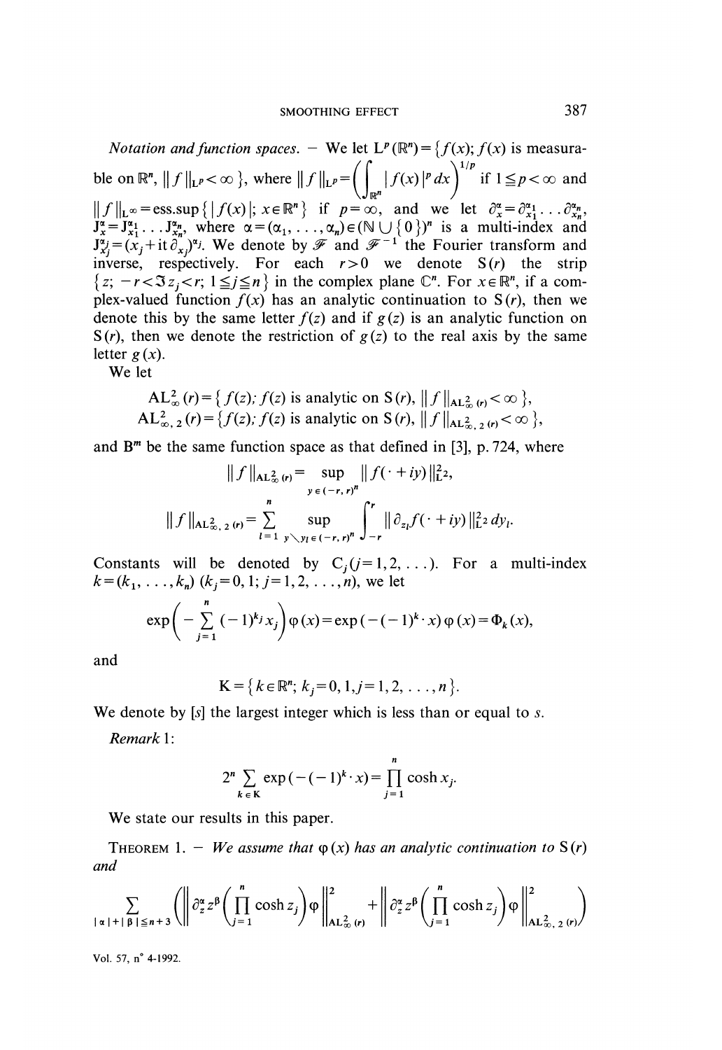*Notation and function spaces.* — We let $L^p(\mathbb{R}^n) = \{f(x); f(x)$ is measurable on $\mathbb{R}^n$, $\|f\|_{L^p} < \infty\}$, where $\|f\|_{L^p} = \left(\int_{\mathbb{R}^n} |f(x)|^p dx\right)^{1/p}$ if $1 \leq p < \infty$ and $\|f\|_{L^\infty} = \text{ess.sup}\{|f(x)|; x \in \mathbb{R}^n\}$ if $p = \infty$, and we let $\partial_x^\alpha = \partial_{x_1}^{\alpha_1} \ldots \partial_{x_n}^{\alpha_n}$, $J_x^\alpha = J_{x_1}^{\alpha_1} \ldots J_{x_n}^{\alpha_n}$, where $\alpha = (\alpha_1, \ldots, \alpha_n) \in (\mathbb{N} \cup \{0\})^n$ is a multi-index and $J_{x_j}^{\alpha_j} = (x_j + it\,\partial_{x_j})^{\alpha_j}$. We denote by $\mathcal{F}$ and $\mathcal{F}^{-1}$ the Fourier transform and inverse, respectively. For each $r > 0$ we denote $S(r)$ the strip $\{z; -r < \Im z_j < r; 1 \leq j \leq n\}$ in the complex plane $\mathbb{C}^n$. For $x \in \mathbb{R}^n$, if a complex-valued function $f(x)$ has an analytic continuation to $S(r)$, then we denote this by the same letter $f(z)$ and if $g(z)$ is an analytic function on $S(r)$, then we denote the restriction of $g(z)$ to the real axis by the same letter $g(x)$.

We let

$$AL^2_\infty(r) = \{f(z); f(z) \text{ is analytic on } S(r), \|f\|_{AL^2_\infty(r)} < \infty\},$$
$$AL^2_{\infty,2}(r) = \{f(z); f(z) \text{ is analytic on } S(r), \|f\|_{AL^2_{\infty,2}(r)} < \infty\},$$

and $B^m$ be the same function space as that defined in [3], p. 724, where

$$\|f\|_{AL^2_\infty(r)} = \sup_{y \in (-r, r)^n} \|f(\cdot + iy)\|^2_{L^2},$$

$$\|f\|_{AL^2_{\infty,2}(r)} = \sum_{l=1}^{n} \sup_{y \setminus y_l \in (-r, r)^n} \int_{-r}^{r} \|\partial_{z_l} f(\cdot + iy)\|^2_{L^2}\, dy_l.$$

Constants will be denoted by $C_j$ $(j = 1, 2, \ldots)$. For a multi-index $k = (k_1, \ldots, k_n)$ $(k_j = 0, 1; j = 1, 2, \ldots, n)$, we let

$$\exp\left(-\sum_{j=1}^{n} (-1)^{k_j} x_j\right) \varphi(x) = \exp(-(-1)^k \cdot x)\, \varphi(x) = \Phi_k(x),$$

and

$$K = \{k \in \mathbb{R}^n; k_j = 0, 1, j = 1, 2, \ldots, n\}.$$

We denote by $[s]$ the largest integer which is less than or equal to $s$.

*Remark* 1:

$$2^n \sum_{k \in K} \exp(-(-1)^k \cdot x) = \prod_{j=1}^{n} \cosh x_j.$$

We state our results in this paper.

THEOREM 1. — *We assume that $\varphi(x)$ has an analytic continuation to $S(r)$ and*

$$\sum_{|\alpha| + |\beta| \leq n+3} \left( \left\| \partial_z^\alpha z^\beta \left(\prod_{j=1}^{n} \cosh z_j\right) \varphi \right\|^2_{AL^2_\infty(r)} + \left\| \partial_z^\alpha z^\beta \left(\prod_{j=1}^{n} \cosh z_j\right) \varphi \right\|^2_{AL^2_{\infty,2}(r)} \right)$$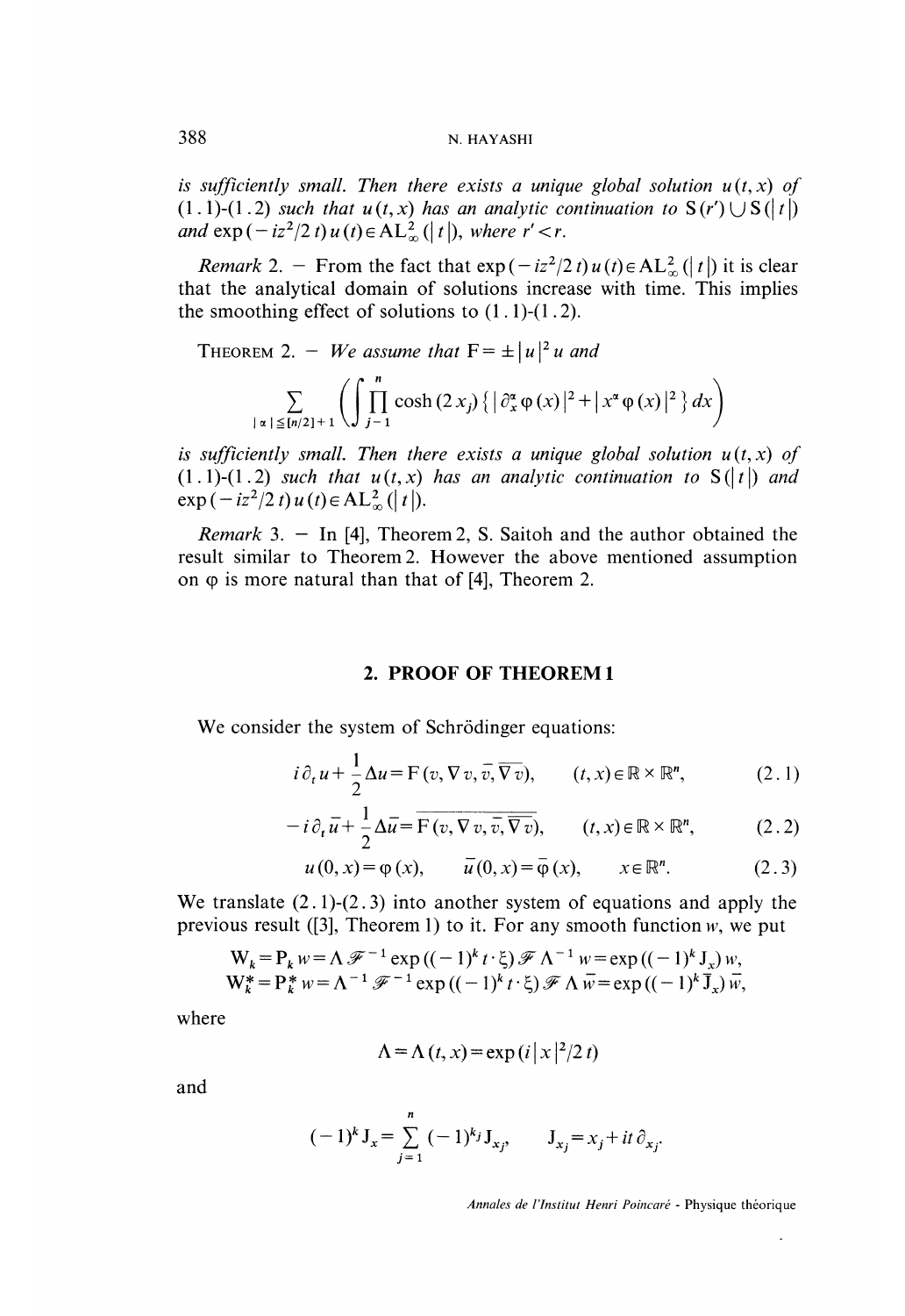*is sufficiently small. Then there exists a unique global solution* $u(t,x)$ *of* (1.1)-(1.2) *such that* $u(t,x)$ *has an analytic continuation to* $S(r') \cup S(|t|)$ *and* $\exp(-iz^2/2t)\,u(t) \in AL^2_\infty(|t|)$, *where* $r' < r$.

*Remark* 2. — From the fact that $\exp(-iz^2/2t)\,u(t) \in AL^2_\infty(|t|)$ it is clear that the analytical domain of solutions increase with time. This implies the smoothing effect of solutions to (1.1)-(1.2).

THEOREM 2. — *We assume that* $F = \pm |u|^2 u$ *and*

$$\sum_{|\alpha| \leq [n/2]+1} \left( \int \prod_{j=1}^{n} \cosh(2x_j) \{ |\partial_x^\alpha \varphi(x)|^2 + |x^\alpha \varphi(x)|^2 \} \, dx \right)$$

*is sufficiently small. Then there exists a unique global solution* $u(t,x)$ *of* (1.1)-(1.2) *such that* $u(t,x)$ *has an analytic continuation to* $S(|t|)$ *and* $\exp(-iz^2/2t)\,u(t) \in AL^2_\infty(|t|)$.

*Remark* 3. — In [4], Theorem 2, S. Saitoh and the author obtained the result similar to Theorem 2. However the above mentioned assumption on $\varphi$ is more natural than that of [4], Theorem 2.

## 2. PROOF OF THEOREM 1

We consider the system of Schrödinger equations:

$$i\partial_t u + \frac{1}{2}\Delta u = F(v, \nabla v, \bar{v}, \overline{\nabla v}), \qquad (t,x) \in \mathbb{R} \times \mathbb{R}^n, \tag{2.1}$$

$$-i\partial_t \bar{u} + \frac{1}{2}\Delta \bar{u} = \overline{F(v, \nabla v, \bar{v}, \overline{\nabla v})}, \qquad (t,x) \in \mathbb{R} \times \mathbb{R}^n, \tag{2.2}$$

$$u(0,x) = \varphi(x), \qquad \bar{u}(0,x) = \bar{\varphi}(x), \qquad x \in \mathbb{R}^n. \tag{2.3}$$

We translate (2.1)-(2.3) into another system of equations and apply the previous result ([3], Theorem 1) to it. For any smooth function $w$, we put

$$W_k = P_k w = \Lambda \mathcal{F}^{-1} \exp((-1)^k t \cdot \xi) \mathcal{F} \Lambda^{-1} w = \exp((-1)^k J_x) w,$$
$$W_k^* = P_k^* w = \Lambda^{-1} \mathcal{F}^{-1} \exp((-1)^k t \cdot \xi) \mathcal{F} \Lambda \bar{w} = \exp((-1)^k \bar{J}_x) \bar{w},$$

where

$$\Lambda = \Lambda(t,x) = \exp(i|x|^2/2t)$$

and

$$(-1)^k J_x = \sum_{j=1}^{n} (-1)^{k_j} J_{x_j}, \qquad J_{x_j} = x_j + it\partial_{x_j}.$$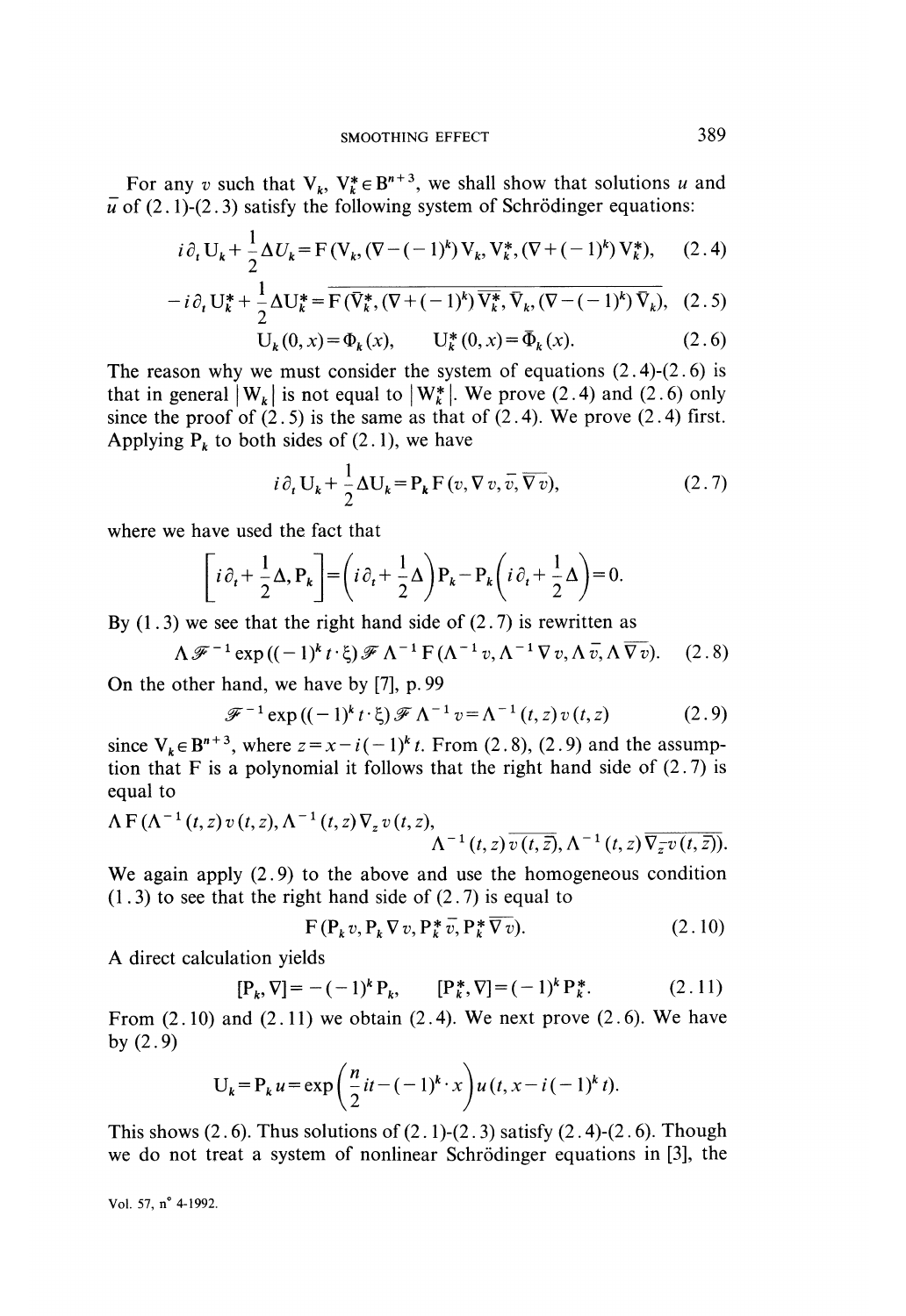For any $v$ such that $V_k$, $V_k^* \in B^{n+3}$, we shall show that solutions $u$ and $\bar{u}$ of (2.1)-(2.3) satisfy the following system of Schrödinger equations:

$$i\partial_t U_k + \frac{1}{2}\Delta U_k = F(V_k, (\nabla - (-1)^k) V_k, V_k^*, (\nabla + (-1)^k) V_k^*), \tag{2.4}$$

$$-i\partial_t U_k^* + \frac{1}{2}\Delta U_k^* = \overline{F(\bar{V}_k^*, (\nabla + (-1)^k)\overline{V_k^*}, \bar{V}_k, (\nabla - (-1)^k)\bar{V}_k)}, \tag{2.5}$$

$$U_k(0, x) = \Phi_k(x), \qquad U_k^*(0, x) = \bar{\Phi}_k(x). \tag{2.6}$$

The reason why we must consider the system of equations (2.4)-(2.6) is that in general $|W_k|$ is not equal to $|W_k^*|$. We prove (2.4) and (2.6) only since the proof of (2.5) is the same as that of (2.4). We prove (2.4) first. Applying $P_k$ to both sides of (2.1), we have

$$i\partial_t U_k + \frac{1}{2}\Delta U_k = P_k F(v, \nabla v, \bar{v}, \overline{\nabla v}), \tag{2.7}$$

where we have used the fact that

$$\left[i\partial_t + \frac{1}{2}\Delta, P_k\right] = \left(i\partial_t + \frac{1}{2}\Delta\right)P_k - P_k\left(i\partial_t + \frac{1}{2}\Delta\right) = 0.$$

By (1.3) we see that the right hand side of (2.7) is rewritten as

$$\Lambda \mathscr{F}^{-1} \exp((-1)^k t \cdot \xi) \mathscr{F} \Lambda^{-1} F(\Lambda^{-1} v, \Lambda^{-1} \nabla v, \Lambda \bar{v}, \Lambda \overline{\nabla v}). \tag{2.8}$$

On the other hand, we have by [7], p. 99

$$\mathscr{F}^{-1} \exp((-1)^k t \cdot \xi) \mathscr{F} \Lambda^{-1} v = \Lambda^{-1}(t, z) v(t, z) \tag{2.9}$$

since $V_k \in B^{n+3}$, where $z = x - i(-1)^k t$. From (2.8), (2.9) and the assumption that F is a polynomial it follows that the right hand side of (2.7) is equal to

$$\Lambda F(\Lambda^{-1}(t, z) v(t, z), \Lambda^{-1}(t, z)\nabla_z v(t, z), \Lambda^{-1}(t, z)\overline{v(t, \bar{z})}, \Lambda^{-1}(t, z)\overline{\nabla_{\bar{z}} v(t, \bar{z})}).$$

We again apply (2.9) to the above and use the homogeneous condition (1.3) to see that the right hand side of (2.7) is equal to

$$F(P_k v, P_k \nabla v, P_k^* \bar{v}, P_k^* \overline{\nabla v}). \tag{2.10}$$

A direct calculation yields

$$[P_k, \nabla] = -(-1)^k P_k, \qquad [P_k^*, \nabla] = (-1)^k P_k^*. \tag{2.11}$$

From (2.10) and (2.11) we obtain (2.4). We next prove (2.6). We have by (2.9)

$$U_k = P_k u = \exp\left(\frac{n}{2} it - (-1)^k \cdot x\right) u(t, x - i(-1)^k t).$$

This shows (2.6). Thus solutions of (2.1)-(2.3) satisfy (2.4)-(2.6). Though we do not treat a system of nonlinear Schrödinger equations in [3], the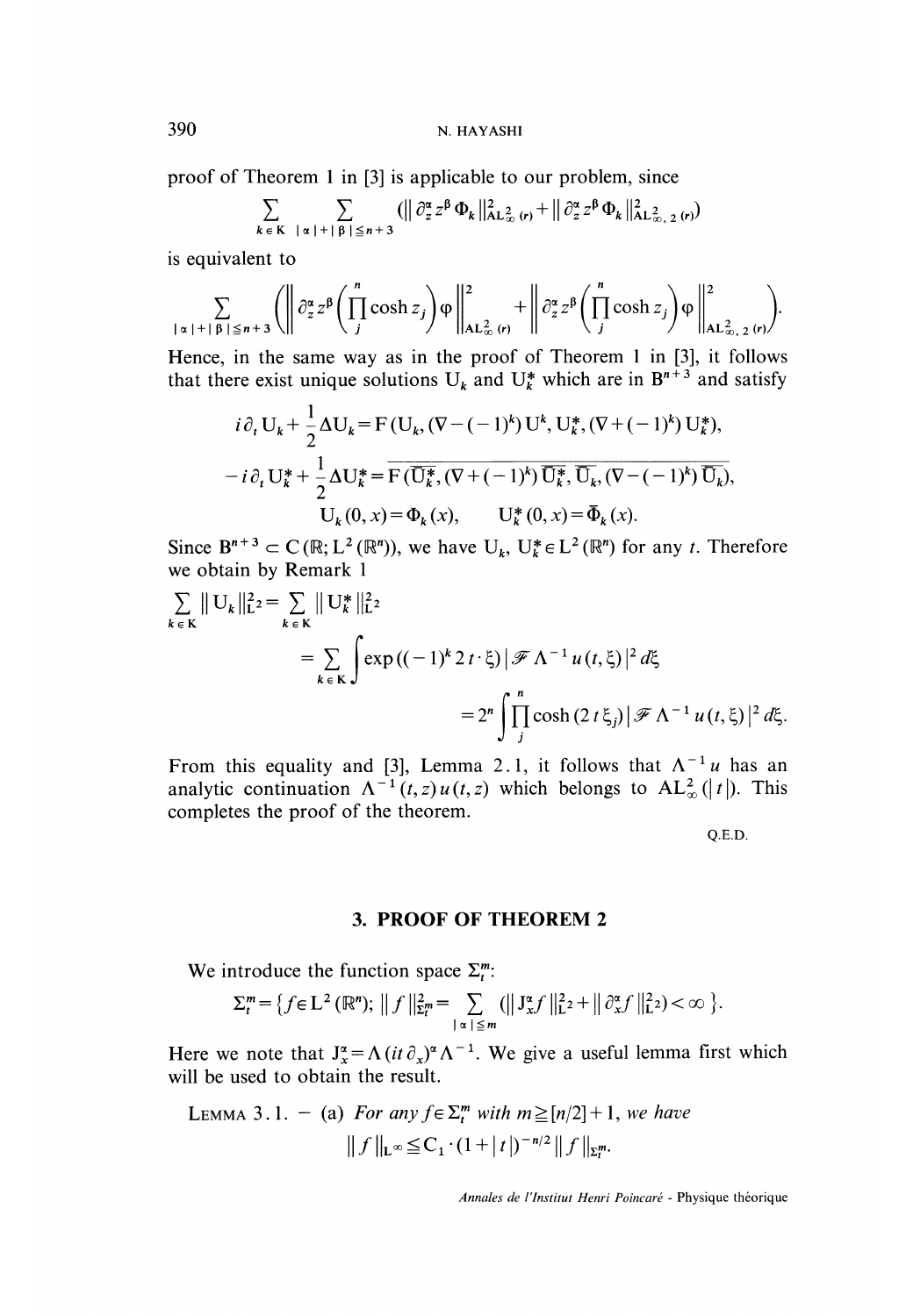proof of Theorem 1 in [3] is applicable to our problem, since

$$\sum_{k \in K} \sum_{|\alpha|+|\beta| \leq n+3} (\| \partial_z^\alpha z^\beta \Phi_k \|^2_{AL^2_\infty(r)} + \| \partial_z^\alpha z^\beta \Phi_k \|^2_{AL^2_{\infty,2}(r)})$$

is equivalent to

$$\sum_{|\alpha|+|\beta| \leq n+3} \left( \left\| \partial_z^\alpha z^\beta \left( \prod_j^n \cosh z_j \right) \varphi \right\|^2_{AL^2_\infty(r)} + \left\| \partial_z^\alpha z^\beta \left( \prod_j^n \cosh z_j \right) \varphi \right\|^2_{AL^2_{\infty,2}(r)} \right).$$

Hence, in the same way as in the proof of Theorem 1 in [3], it follows that there exist unique solutions $U_k$ and $U_k^*$ which are in $B^{n+3}$ and satisfy

$$i \partial_t U_k + \frac{1}{2} \Delta U_k = F(U_k, (\nabla - (-1)^k) U^k, U_k^*, (\nabla + (-1)^k) U_k^*),$$

$$-i \partial_t U_k^* + \frac{1}{2} \Delta U_k^* = \overline{F(\overline{U_k^*}, (\nabla + (-1)^k) \overline{U_k^*}, \overline{U_k}, (\nabla - (-1)^k) \overline{U_k})},$$

$$U_k(0, x) = \Phi_k(x), \qquad U_k^*(0, x) = \overline{\Phi}_k(x).$$

Since $B^{n+3} \subset C(\mathbb{R}; L^2(\mathbb{R}^n))$, we have $U_k, U_k^* \in L^2(\mathbb{R}^n)$ for any $t$. Therefore we obtain by Remark 1

$$\sum_{k \in K} \| U_k \|^2_{L^2} = \sum_{k \in K} \| U_k^* \|^2_{L^2}$$

$$= \sum_{k \in K} \int \exp((-1)^k 2t \cdot \xi) |\mathcal{F} \Lambda^{-1} u(t, \xi)|^2 d\xi$$

$$= 2^n \int \prod_j^n \cosh(2t\xi_j) |\mathcal{F} \Lambda^{-1} u(t, \xi)|^2 d\xi.$$

From this equality and [3], Lemma 2.1, it follows that $\Lambda^{-1} u$ has an analytic continuation $\Lambda^{-1}(t, z) u(t, z)$ which belongs to $AL^2_\infty(|t|)$. This completes the proof of the theorem.

Q.E.D.

## 3. PROOF OF THEOREM 2

We introduce the function space $\Sigma_t^m$:

$$\Sigma_t^m = \{ f \in L^2(\mathbb{R}^n); \| f \|^2_{\Sigma_t^m} = \sum_{|\alpha| \leq m} (\| J_x^\alpha f \|^2_{L^2} + \| \partial_x^\alpha f \|^2_{L^2}) < \infty \}.$$

Here we note that $J_x^\alpha = \Lambda (it \partial_x)^\alpha \Lambda^{-1}$. We give a useful lemma first which will be used to obtain the result.

LEMMA 3.1. — (a) *For any $f \in \Sigma_t^m$ with $m \geq [n/2] + 1$, we have*

$$\| f \|_{L^\infty} \leq C_1 \cdot (1 + |t|)^{-n/2} \| f \|_{\Sigma_t^m}.$$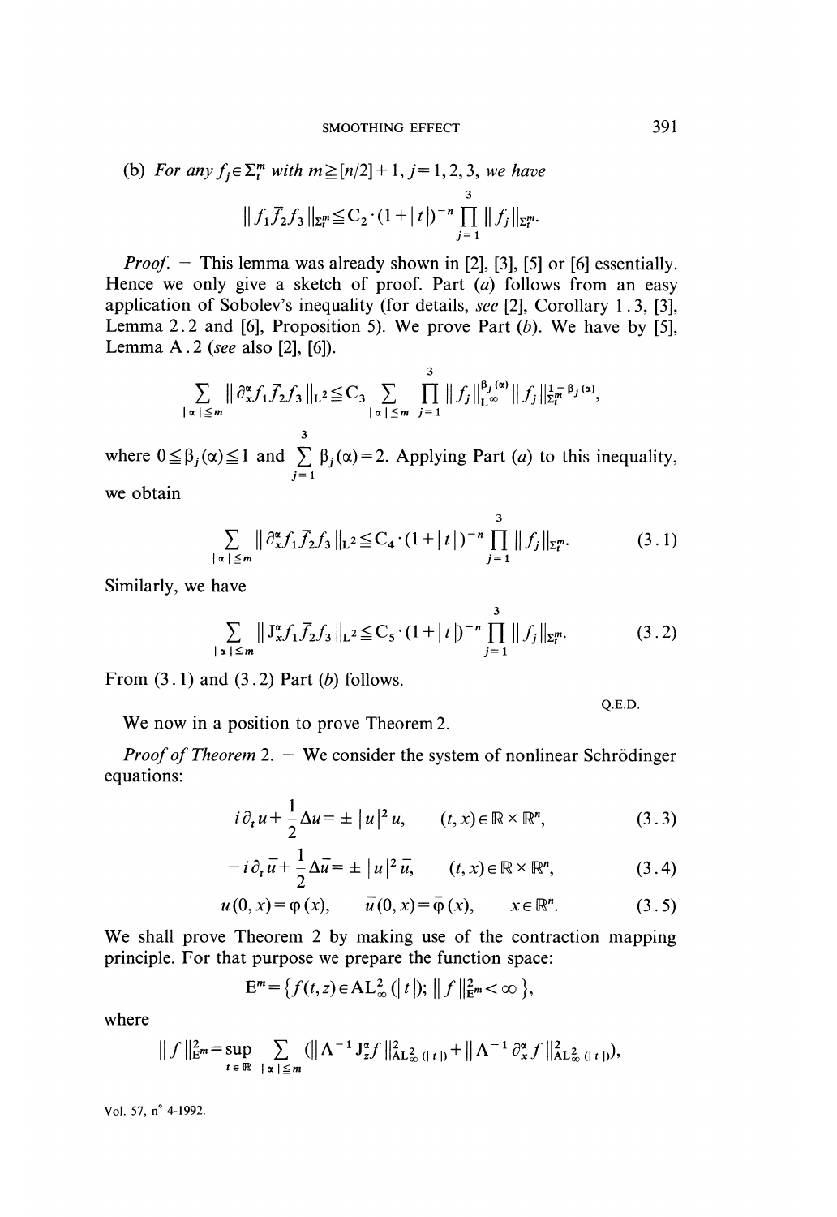(b) *For any* $f_j \in \Sigma_t^m$ *with* $m \geqq [n/2]+1$, $j=1,2,3$, *we have*

$$\| f_1 \bar{f}_2 f_3 \|_{\Sigma_t^m} \leqq C_2 \cdot (1+|t|)^{-n} \prod_{j=1}^{3} \| f_j \|_{\Sigma_t^m}.$$

*Proof.* — This lemma was already shown in [2], [3], [5] or [6] essentially. Hence we only give a sketch of proof. Part (*a*) follows from an easy application of Sobolev's inequality (for details, *see* [2], Corollary 1.3, [3], Lemma 2.2 and [6], Proposition 5). We prove Part (*b*). We have by [5], Lemma A.2 (*see* also [2], [6]).

$$\sum_{|\alpha| \leqq m} \| \partial_x^\alpha f_1 \bar{f}_2 f_3 \|_{L^2} \leqq C_3 \sum_{|\alpha| \leqq m} \prod_{j=1}^{3} \| f_j \|_{L^\infty}^{\beta_j(\alpha)} \| f_j \|_{\Sigma_t^m}^{1-\beta_j(\alpha)},$$

where $0 \leqq \beta_j(\alpha) \leqq 1$ and $\sum_{j=1}^{3} \beta_j(\alpha) = 2$. Applying Part (*a*) to this inequality, we obtain

$$\sum_{|\alpha| \leqq m} \| \partial_x^\alpha f_1 \bar{f}_2 f_3 \|_{L^2} \leqq C_4 \cdot (1+|t|)^{-n} \prod_{j=1}^{3} \| f_j \|_{\Sigma_t^m}. \tag{3.1}$$

Similarly, we have

$$\sum_{|\alpha| \leqq m} \| J_x^\alpha f_1 \bar{f}_2 f_3 \|_{L^2} \leqq C_5 \cdot (1+|t|)^{-n} \prod_{j=1}^{3} \| f_j \|_{\Sigma_t^m}. \tag{3.2}$$

From (3.1) and (3.2) Part (*b*) follows.

Q.E.D.

We now in a position to prove Theorem 2.

*Proof of Theorem* 2. — We consider the system of nonlinear Schrödinger equations:

$$i \partial_t u + \frac{1}{2} \Delta u = \pm |u|^2 u, \qquad (t, x) \in \mathbb{R} \times \mathbb{R}^n, \tag{3.3}$$

$$-i \partial_t \bar{u} + \frac{1}{2} \Delta \bar{u} = \pm |u|^2 \bar{u}, \qquad (t, x) \in \mathbb{R} \times \mathbb{R}^n, \tag{3.4}$$

$$u(0, x) = \varphi(x), \qquad \bar{u}(0, x) = \bar{\varphi}(x), \qquad x \in \mathbb{R}^n. \tag{3.5}$$

We shall prove Theorem 2 by making use of the contraction mapping principle. For that purpose we prepare the function space:

$$E^m = \{ f(t, z) \in AL_\infty^2(|t|); \| f \|_{E^m}^2 < \infty \},$$

where

$$\| f \|_{E^m}^2 = \sup_{t \in \mathbb{R}} \sum_{|\alpha| \leqq m} (\| \Lambda^{-1} J_z^\alpha f \|_{AL_\infty^2(|t|)}^2 + \| \Lambda^{-1} \partial_x^\alpha f \|_{AL_\infty^2(|t|)}^2),$$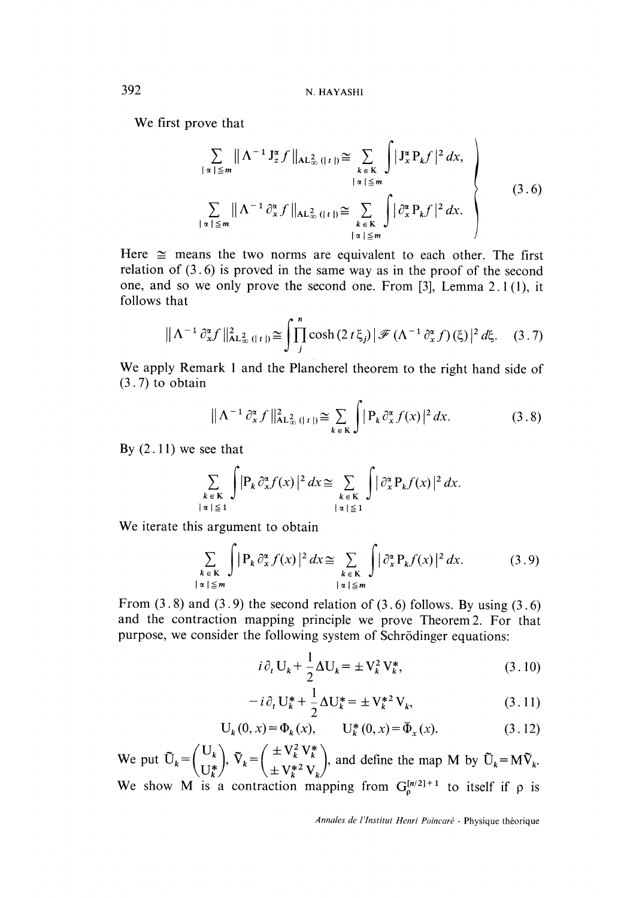We first prove that

$$
\left.
\begin{aligned}
\sum_{|\alpha| \leq m} \| \Lambda^{-1} \mathrm{J}_z^\alpha f \|_{\mathrm{AL}^2_\infty(|t|)} &\cong \sum_{\substack{k \in \mathrm{K} \\ |\alpha| \leq m}} \int | \mathrm{J}_x^\alpha \mathrm{P}_k f |^2 \, dx, \\
\sum_{|\alpha| \leq m} \| \Lambda^{-1} \partial_x^\alpha f \|_{\mathrm{AL}^2_\infty(|t|)} &\cong \sum_{\substack{k \in \mathrm{K} \\ |\alpha| \leq m}} \int | \partial_x^\alpha \mathrm{P}_k f |^2 \, dx.
\end{aligned}
\right\} \tag{3.6}
$$

Here $\cong$ means the two norms are equivalent to each other. The first relation of (3.6) is proved in the same way as in the proof of the second one, and so we only prove the second one. From [3], Lemma 2.1 (1), it follows that

$$
\| \Lambda^{-1} \partial_x^\alpha f \|^2_{\mathrm{AL}^2_\infty(|t|)} \cong \int \prod_j^n \cosh(2t\xi_j) \, | \mathscr{F}(\Lambda^{-1} \partial_x^\alpha f)(\xi) |^2 \, d\xi. \tag{3.7}
$$

We apply Remark 1 and the Plancherel theorem to the right hand side of (3.7) to obtain

$$
\| \Lambda^{-1} \partial_x^\alpha f \|^2_{\mathrm{AL}^2_\infty(|t|)} \cong \sum_{k \in \mathrm{K}} \int | \mathrm{P}_k \partial_x^\alpha f(x) |^2 \, dx. \tag{3.8}
$$

By (2.11) we see that

$$
\sum_{\substack{k \in \mathrm{K} \\ |\alpha| \leq 1}} \int | \mathrm{P}_k \partial_x^\alpha f(x) |^2 \, dx \cong \sum_{\substack{k \in \mathrm{K} \\ |\alpha| \leq 1}} \int | \partial_x^\alpha \mathrm{P}_k f(x) |^2 \, dx.
$$

We iterate this argument to obtain

$$
\sum_{\substack{k \in \mathrm{K} \\ |\alpha| \leq m}} \int | \mathrm{P}_k \partial_x^\alpha f(x) |^2 \, dx \cong \sum_{\substack{k \in \mathrm{K} \\ |\alpha| \leq m}} \int | \partial_x^\alpha \mathrm{P}_k f(x) |^2 \, dx. \tag{3.9}
$$

From (3.8) and (3.9) the second relation of (3.6) follows. By using (3.6) and the contraction mapping principle we prove Theorem 2. For that purpose, we consider the following system of Schrödinger equations:

$$
i \partial_t \mathrm{U}_k + \frac{1}{2} \Delta \mathrm{U}_k = \pm \mathrm{V}_k^2 \mathrm{V}_k^*, \tag{3.10}
$$

$$
-i \partial_t \mathrm{U}_k^* + \frac{1}{2} \Delta \mathrm{U}_k^* = \pm \mathrm{V}_k^{*2} \mathrm{V}_k, \tag{3.11}
$$

$$
\mathrm{U}_k(0, x) = \Phi_k(x), \qquad \mathrm{U}_k^*(0, x) = \bar{\Phi}_x(x). \tag{3.12}
$$

We put $\tilde{\mathrm{U}}_k = \begin{pmatrix} \mathrm{U}_k \\ \mathrm{U}_k^* \end{pmatrix}$, $\tilde{\mathrm{V}}_k = \begin{pmatrix} \pm \mathrm{V}_k^2 \mathrm{V}_k^* \\ \pm \mathrm{V}_k^{*2} \mathrm{V}_k \end{pmatrix}$, and define the map M by $\tilde{\mathrm{U}}_k = \mathrm{M} \tilde{\mathrm{V}}_k$. We show M is a contraction mapping from $\mathrm{G}_\rho^{[n/2]+1}$ to itself if $\rho$ is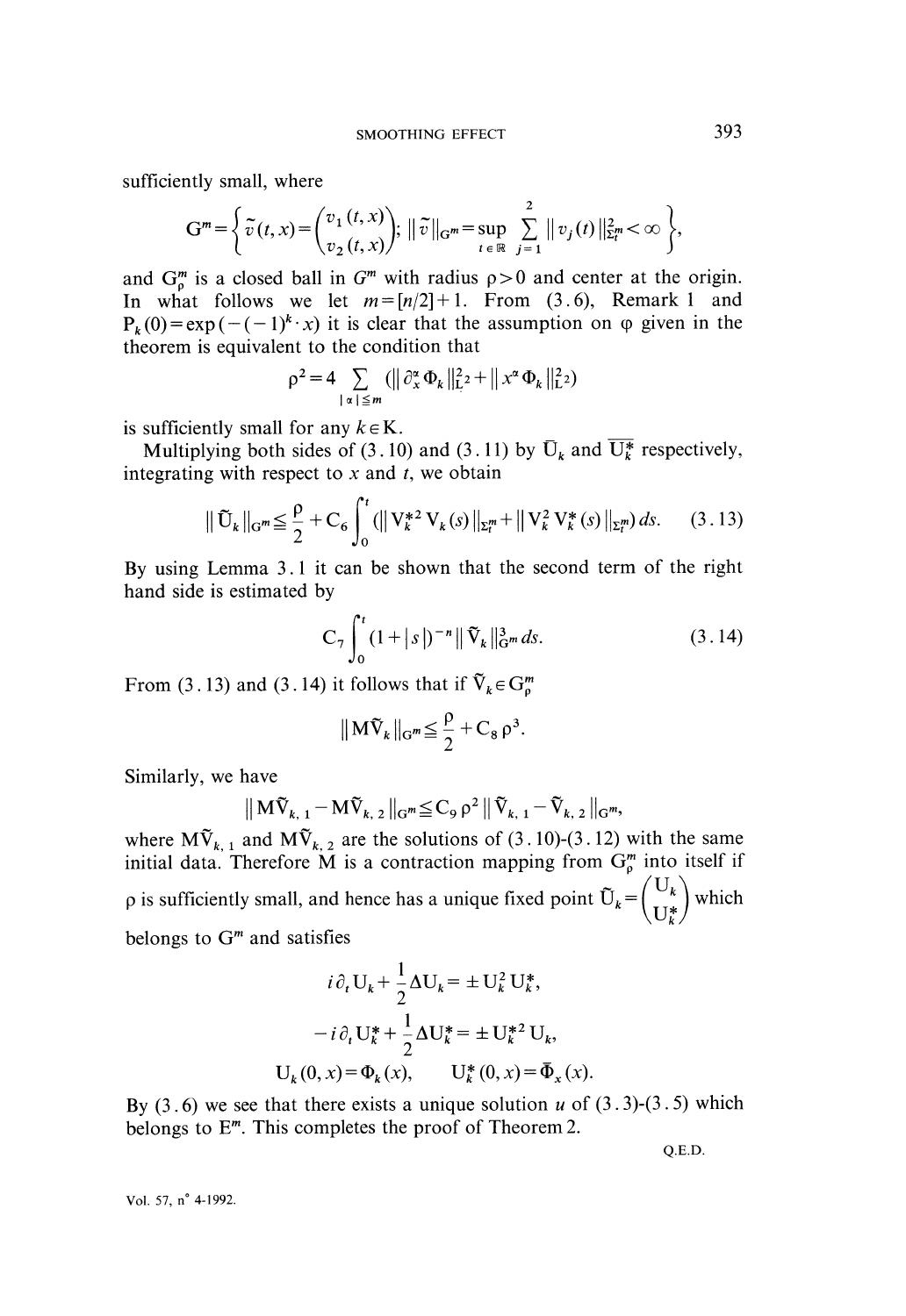sufficiently small, where

$$G^m = \left\{ \tilde{v}(t,x) = \begin{pmatrix} v_1(t,x) \\ v_2(t,x) \end{pmatrix};\ \|\tilde{v}\|_{G^m} = \sup_{t \in \mathbb{R}} \sum_{j=1}^{2} \|v_j(t)\|^2_{\Sigma_t^m} < \infty \right\},$$

and $G^m_\rho$ is a closed ball in $G^m$ with radius $\rho > 0$ and center at the origin. In what follows we let $m = [n/2] + 1$. From (3.6), Remark 1 and $P_k(0) = \exp(-(-1)^k \cdot x)$ it is clear that the assumption on $\varphi$ given in the theorem is equivalent to the condition that

$$\rho^2 = 4 \sum_{|\alpha| \leq m} (\|\partial_x^\alpha \Phi_k\|^2_{L^2} + \|x^\alpha \Phi_k\|^2_{L^2})$$

is sufficiently small for any $k \in K$.

Multiplying both sides of (3.10) and (3.11) by $\bar{U}_k$ and $\overline{U_k^*}$ respectively, integrating with respect to $x$ and $t$, we obtain

$$\|\tilde{U}_k\|_{G^m} \leq \frac{\rho}{2} + C_6 \int_0^t (\|V_k^{*2} V_k(s)\|_{\Sigma_t^m} + \|V_k^2 V_k^*(s)\|_{\Sigma_t^m})\, ds. \tag{3.13}$$

By using Lemma 3.1 it can be shown that the second term of the right hand side is estimated by

$$C_7 \int_0^t (1 + |s|)^{-n} \|\tilde{V}_k\|^3_{G^m}\, ds. \tag{3.14}$$

From (3.13) and (3.14) it follows that if $\tilde{V}_k \in G^m_\rho$

$$\|M\tilde{V}_k\|_{G^m} \leq \frac{\rho}{2} + C_8 \rho^3.$$

Similarly, we have

$$\|M\tilde{V}_{k,1} - M\tilde{V}_{k,2}\|_{G^m} \leq C_9 \rho^2 \|\tilde{V}_{k,1} - \tilde{V}_{k,2}\|_{G^m},$$

where $M\tilde{V}_{k,1}$ and $M\tilde{V}_{k,2}$ are the solutions of (3.10)-(3.12) with the same initial data. Therefore $M$ is a contraction mapping from $G^m_\rho$ into itself if $\rho$ is sufficiently small, and hence has a unique fixed point $\tilde{U}_k = \begin{pmatrix} U_k \\ U_k^* \end{pmatrix}$ which belongs to $G^m$ and satisfies

$$i\partial_t U_k + \frac{1}{2} \Delta U_k = \pm U_k^2 U_k^*,$$

$$-i\partial_t U_k^* + \frac{1}{2} \Delta U_k^* = \pm U_k^{*2} U_k,$$

$$U_k(0,x) = \Phi_k(x), \qquad U_k^*(0,x) = \bar{\Phi}_x(x).$$

By (3.6) we see that there exists a unique solution $u$ of (3.3)-(3.5) which belongs to $E^m$. This completes the proof of Theorem 2.

Q.E.D.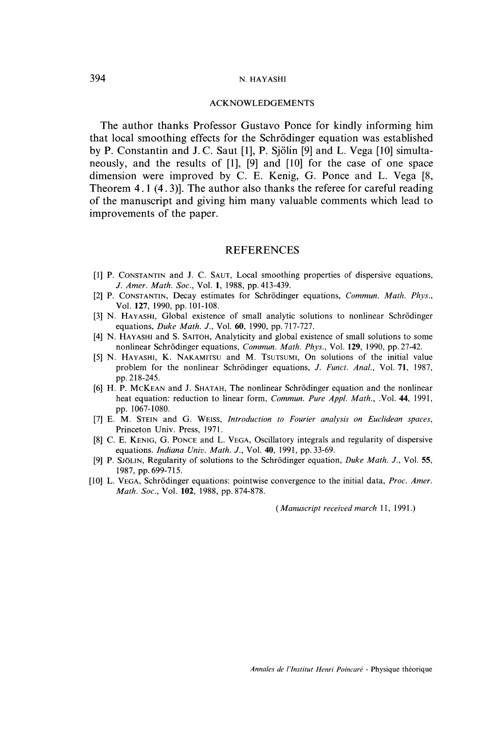## ACKNOWLEDGEMENTS

The author thanks Professor Gustavo Ponce for kindly informing him that local smoothing effects for the Schrödinger equation was established by P. Constantin and J. C. Saut [1], P. Sjölin [9] and L. Vega [10] simultaneously, and the results of [1], [9] and [10] for the case of one space dimension were improved by C. E. Kenig, G. Ponce and L. Vega [8, Theorem 4.1 (4.3)]. The author also thanks the referee for careful reading of the manuscript and giving him many valuable comments which lead to improvements of the paper.

## REFERENCES

[1] P. Constantin and J. C. Saut, Local smoothing properties of dispersive equations, *J. Amer. Math. Soc.*, Vol. **1**, 1988, pp. 413-439.

[2] P. Constantin, Decay estimates for Schrödinger equations, *Commun. Math. Phys.*, Vol. **127**, 1990, pp. 101-108.

[3] N. Hayashi, Global existence of small analytic solutions to nonlinear Schrödinger equations, *Duke Math. J.*, Vol. **60**, 1990, pp. 717-727.

[4] N. Hayashi and S. Saitoh, Analyticity and global existence of small solutions to some nonlinear Schrödinger equations, *Commun. Math. Phys.*, Vol. **129**, 1990, pp. 27-42.

[5] N. Hayashi, K. Nakamitsu and M. Tsutsumi, On solutions of the initial value problem for the nonlinear Schrödinger equations, *J. Funct. Anal.*, Vol. **71**, 1987, pp. 218-245.

[6] H. P. McKean and J. Shatah, The nonlinear Schrödinger equation and the nonlinear heat equation: reduction to linear form, *Commun. Pure Appl. Math.*, .Vol. **44**, 1991, pp. 1067-1080.

[7] E. M. Stein and G. Weiss, *Introduction to Fourier analysis on Euclidean spaces*, Princeton Univ. Press, 1971.

[8] C. E. Kenig, G. Ponce and L. Vega, Oscillatory integrals and regularity of dispersive equations. *Indiana Univ. Math. J.*, Vol. **40**, 1991, pp. 33-69.

[9] P. Sjölin, Regularity of solutions to the Schrödinger equation, *Duke Math. J.*, Vol. **55**, 1987, pp. 699-715.

[10] L. Vega, Schrödinger equations: pointwise convergence to the initial data, *Proc. Amer. Math. Soc.*, Vol. **102**, 1988, pp. 874-878.

(*Manuscript received march* 11, 1991.)